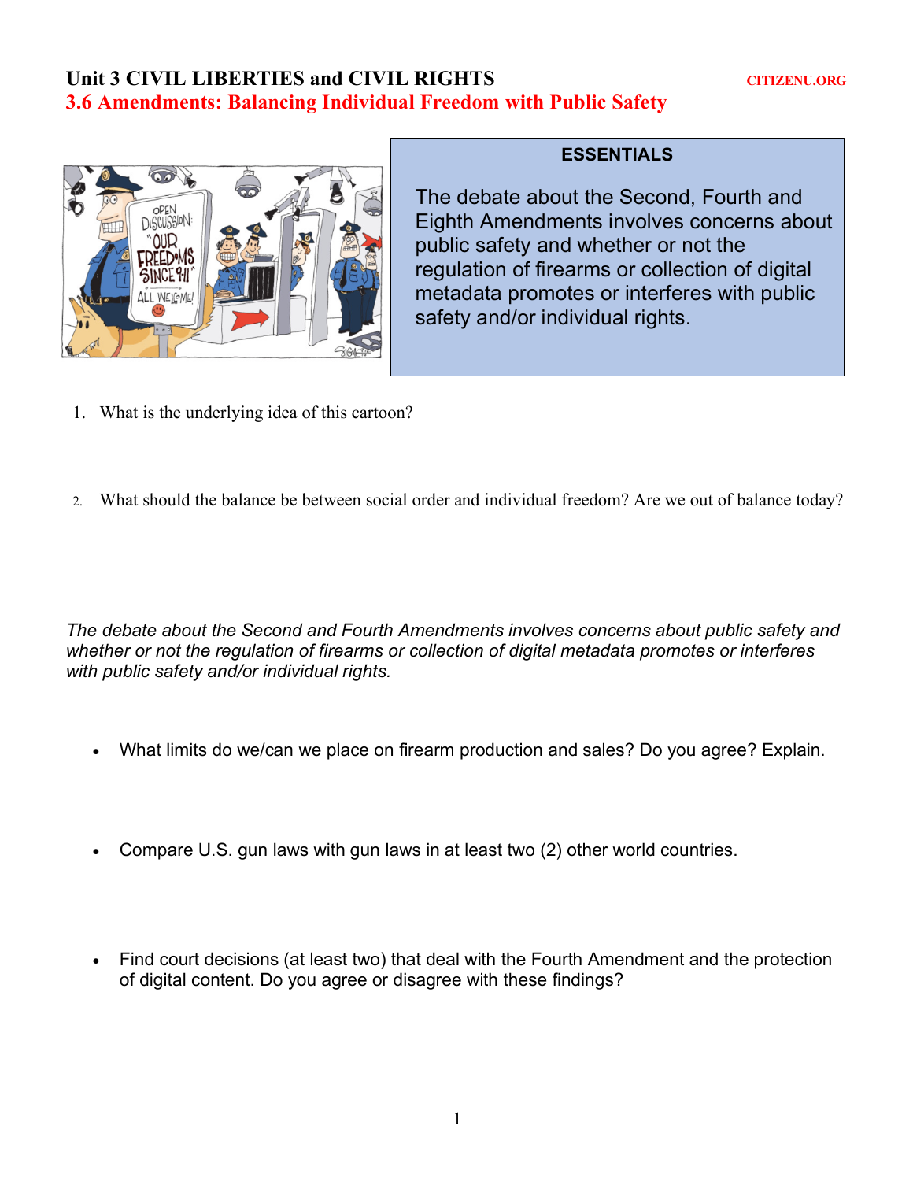# Unit 3 CIVIL LIBERTIES and CIVIL RIGHTS

CITIZENU.ORG

## 3.6 Amendments: Balancing Individual Freedom with Public Safety

**ESSENTIALS**

The debate about the Second, Fourth and Eighth Amendments involves concerns about public safety and whether or not the regulation of firearms or collection of digital metadata promotes or interferes with public safety and/or individual rights.

1. What is the underlying idea of this cartoon?

2. What should the balance be between social order and individual freedom? Are we out of balance today?

*The debate about the Second and Fourth Amendments involves concerns about public safety and whether or not the regulation of firearms or collection of digital metadata promotes or interferes with public safety and/or individual rights.*

- What limits do we/can we place on firearm production and sales? Do you agree? Explain.

- Compare U.S. gun laws with gun laws in at least two (2) other world countries.

- Find court decisions (at least two) that deal with the Fourth Amendment and the protection of digital content. Do you agree or disagree with these findings?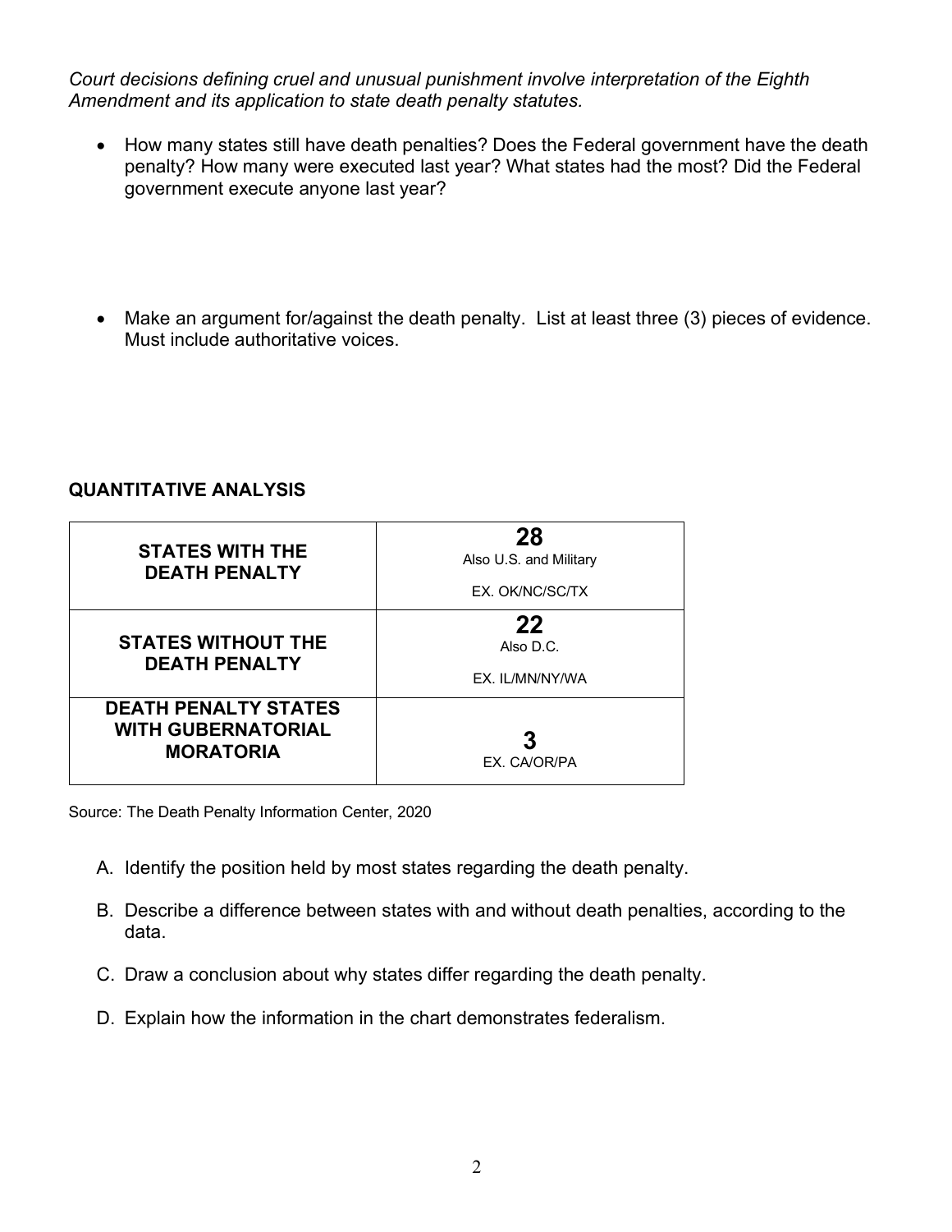*Court decisions defining cruel and unusual punishment involve interpretation of the Eighth Amendment and its application to state death penalty statutes.*

- How many states still have death penalties? Does the Federal government have the death penalty? How many were executed last year? What states had the most? Did the Federal government execute anyone last year?

- Make an argument for/against the death penalty. List at least three (3) pieces of evidence. Must include authoritative voices.

**QUANTITATIVE ANALYSIS**

| | |
|---|---|
| **STATES WITH THE DEATH PENALTY** | **28**<br>Also U.S. and Military<br>EX. OK/NC/SC/TX |
| **STATES WITHOUT THE DEATH PENALTY** | **22**<br>Also D.C.<br>EX. IL/MN/NY/WA |
| **DEATH PENALTY STATES WITH GUBERNATORIAL MORATORIA** | **3**<br>EX. CA/OR/PA |

Source: The Death Penalty Information Center, 2020

A. Identify the position held by most states regarding the death penalty.

B. Describe a difference between states with and without death penalties, according to the data.

C. Draw a conclusion about why states differ regarding the death penalty.

D. Explain how the information in the chart demonstrates federalism.